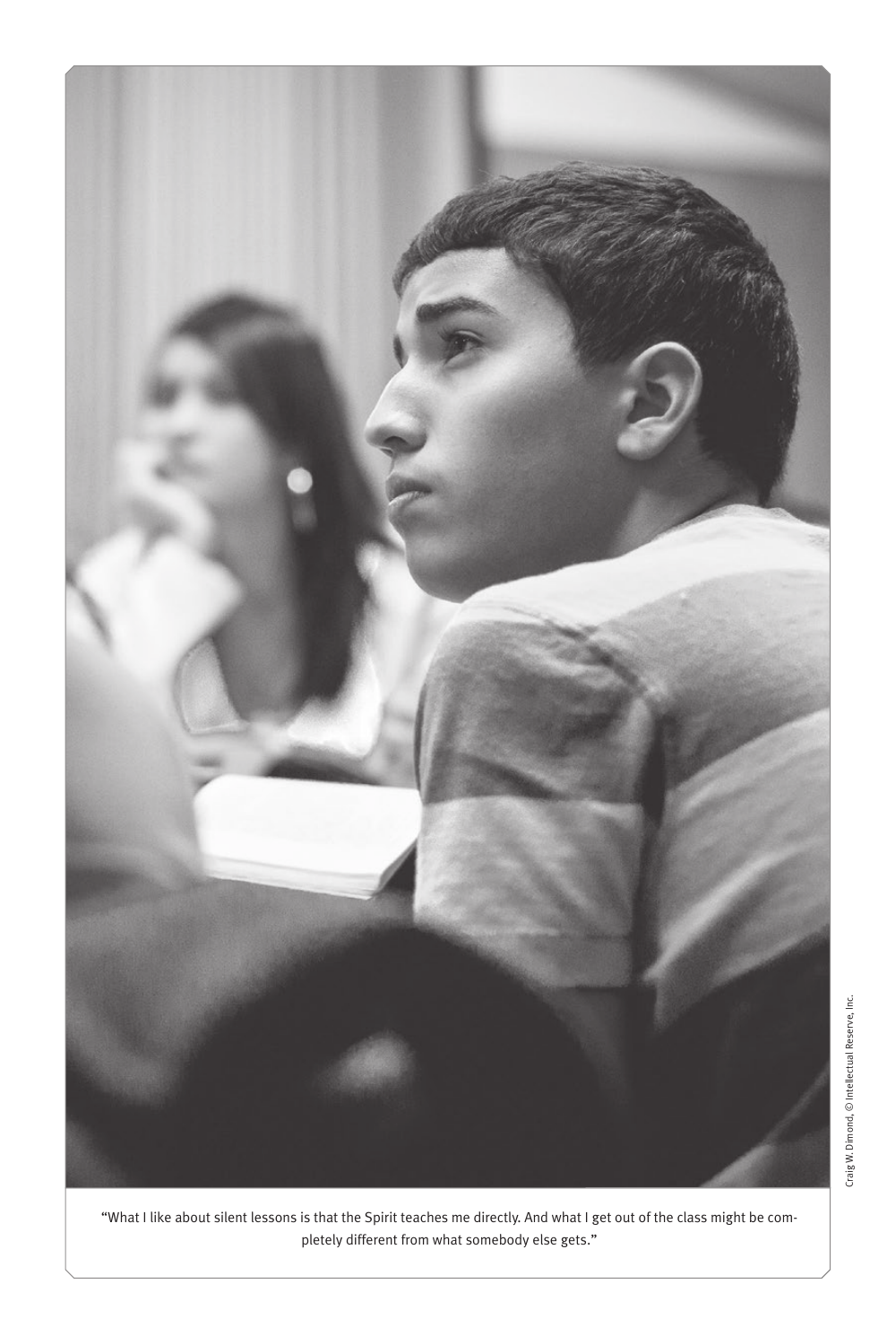"What I like about silent lessons is that the Spirit teaches me directly. And what I get out of the class might be completely different from what somebody else gets."

Craig W. Dimond, © Intellectual Reserve, Inc.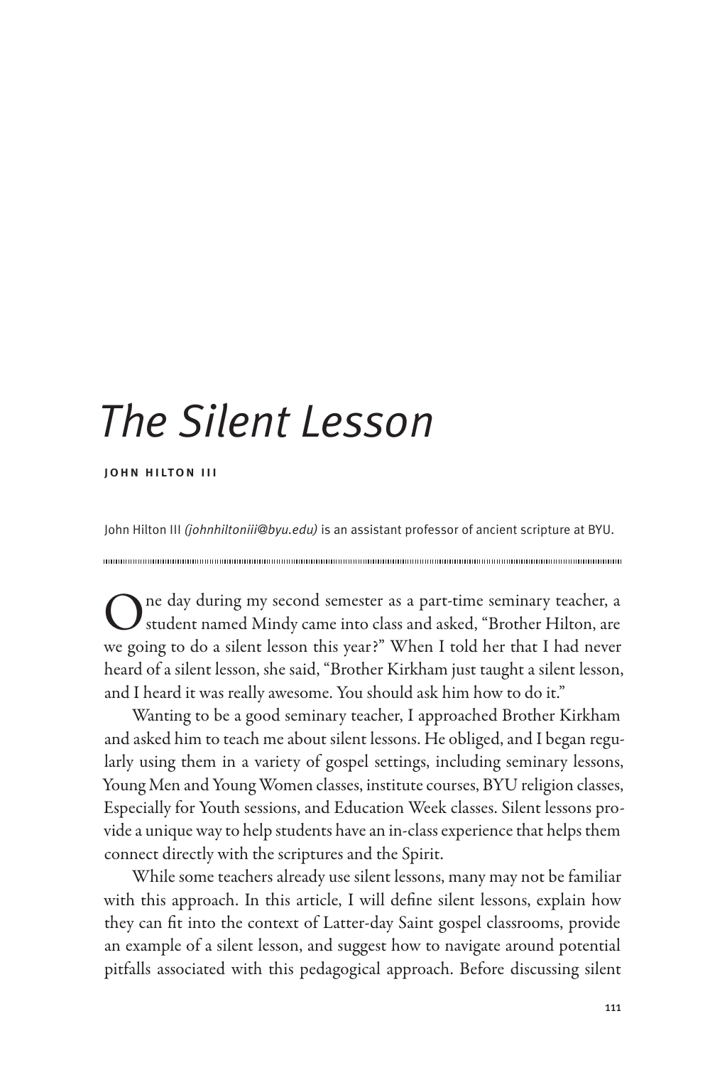# The Silent Lesson

**JOHN HILTON III**

John Hilton III *(johnhiltoniii@byu.edu)* is an assistant professor of ancient scripture at BYU.

One day during my second semester as a part-time seminary teacher, a student named Mindy came into class and asked, "Brother Hilton, are we going to do a silent lesson this year?" When I told her that I had never heard of a silent lesson, she said, "Brother Kirkham just taught a silent lesson, and I heard it was really awesome. You should ask him how to do it."

Wanting to be a good seminary teacher, I approached Brother Kirkham and asked him to teach me about silent lessons. He obliged, and I began regularly using them in a variety of gospel settings, including seminary lessons, Young Men and Young Women classes, institute courses, BYU religion classes, Especially for Youth sessions, and Education Week classes. Silent lessons provide a unique way to help students have an in-class experience that helps them connect directly with the scriptures and the Spirit.

While some teachers already use silent lessons, many may not be familiar with this approach. In this article, I will define silent lessons, explain how they can fit into the context of Latter-day Saint gospel classrooms, provide an example of a silent lesson, and suggest how to navigate around potential pitfalls associated with this pedagogical approach. Before discussing silent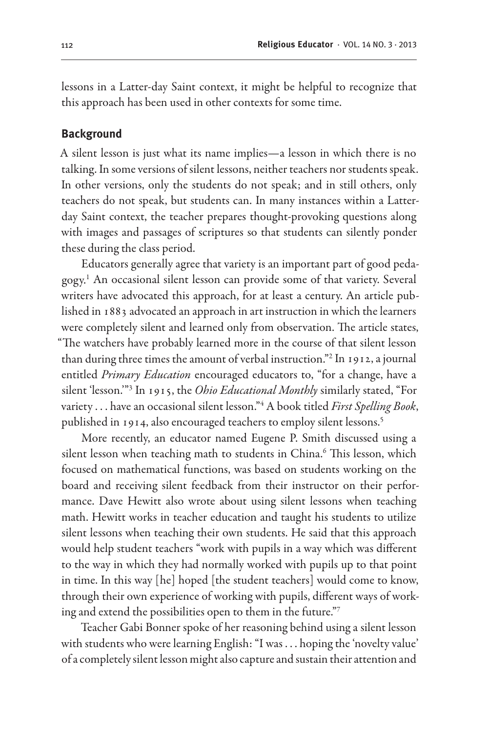lessons in a Latter-day Saint context, it might be helpful to recognize that this approach has been used in other contexts for some time.

## Background

A silent lesson is just what its name implies—a lesson in which there is no talking. In some versions of silent lessons, neither teachers nor students speak. In other versions, only the students do not speak; and in still others, only teachers do not speak, but students can. In many instances within a Latter-day Saint context, the teacher prepares thought-provoking questions along with images and passages of scriptures so that students can silently ponder these during the class period.

Educators generally agree that variety is an important part of good pedagogy.[1] An occasional silent lesson can provide some of that variety. Several writers have advocated this approach, for at least a century. An article published in 1883 advocated an approach in art instruction in which the learners were completely silent and learned only from observation. The article states, "The watchers have probably learned more in the course of that silent lesson than during three times the amount of verbal instruction."[2] In 1912, a journal entitled *Primary Education* encouraged educators to, "for a change, have a silent 'lesson.'"[3] In 1915, the *Ohio Educational Monthly* similarly stated, "For variety . . . have an occasional silent lesson."[4] A book titled *First Spelling Book*, published in 1914, also encouraged teachers to employ silent lessons.[5]

More recently, an educator named Eugene P. Smith discussed using a silent lesson when teaching math to students in China.[6] This lesson, which focused on mathematical functions, was based on students working on the board and receiving silent feedback from their instructor on their performance. Dave Hewitt also wrote about using silent lessons when teaching math. Hewitt works in teacher education and taught his students to utilize silent lessons when teaching their own students. He said that this approach would help student teachers "work with pupils in a way which was different to the way in which they had normally worked with pupils up to that point in time. In this way [he] hoped [the student teachers] would come to know, through their own experience of working with pupils, different ways of working and extend the possibilities open to them in the future."[7]

Teacher Gabi Bonner spoke of her reasoning behind using a silent lesson with students who were learning English: "I was . . . hoping the 'novelty value' of a completely silent lesson might also capture and sustain their attention and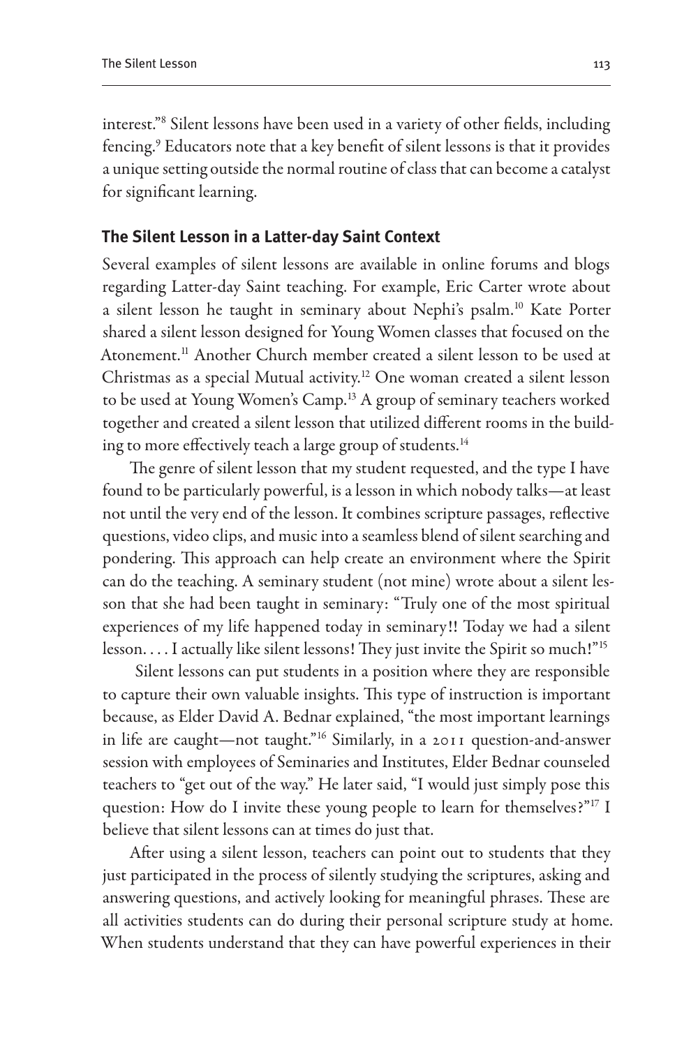interest."[8] Silent lessons have been used in a variety of other fields, including fencing.[9] Educators note that a key benefit of silent lessons is that it provides a unique setting outside the normal routine of class that can become a catalyst for significant learning.

## The Silent Lesson in a Latter-day Saint Context

Several examples of silent lessons are available in online forums and blogs regarding Latter-day Saint teaching. For example, Eric Carter wrote about a silent lesson he taught in seminary about Nephi's psalm.[10] Kate Porter shared a silent lesson designed for Young Women classes that focused on the Atonement.[11] Another Church member created a silent lesson to be used at Christmas as a special Mutual activity.[12] One woman created a silent lesson to be used at Young Women's Camp.[13] A group of seminary teachers worked together and created a silent lesson that utilized different rooms in the building to more effectively teach a large group of students.[14]

The genre of silent lesson that my student requested, and the type I have found to be particularly powerful, is a lesson in which nobody talks—at least not until the very end of the lesson. It combines scripture passages, reflective questions, video clips, and music into a seamless blend of silent searching and pondering. This approach can help create an environment where the Spirit can do the teaching. A seminary student (not mine) wrote about a silent lesson that she had been taught in seminary: "Truly one of the most spiritual experiences of my life happened today in seminary!! Today we had a silent lesson. . . . I actually like silent lessons! They just invite the Spirit so much!"[15]

Silent lessons can put students in a position where they are responsible to capture their own valuable insights. This type of instruction is important because, as Elder David A. Bednar explained, "the most important learnings in life are caught—not taught."[16] Similarly, in a 2011 question-and-answer session with employees of Seminaries and Institutes, Elder Bednar counseled teachers to "get out of the way." He later said, "I would just simply pose this question: How do I invite these young people to learn for themselves?"[17] I believe that silent lessons can at times do just that.

After using a silent lesson, teachers can point out to students that they just participated in the process of silently studying the scriptures, asking and answering questions, and actively looking for meaningful phrases. These are all activities students can do during their personal scripture study at home. When students understand that they can have powerful experiences in their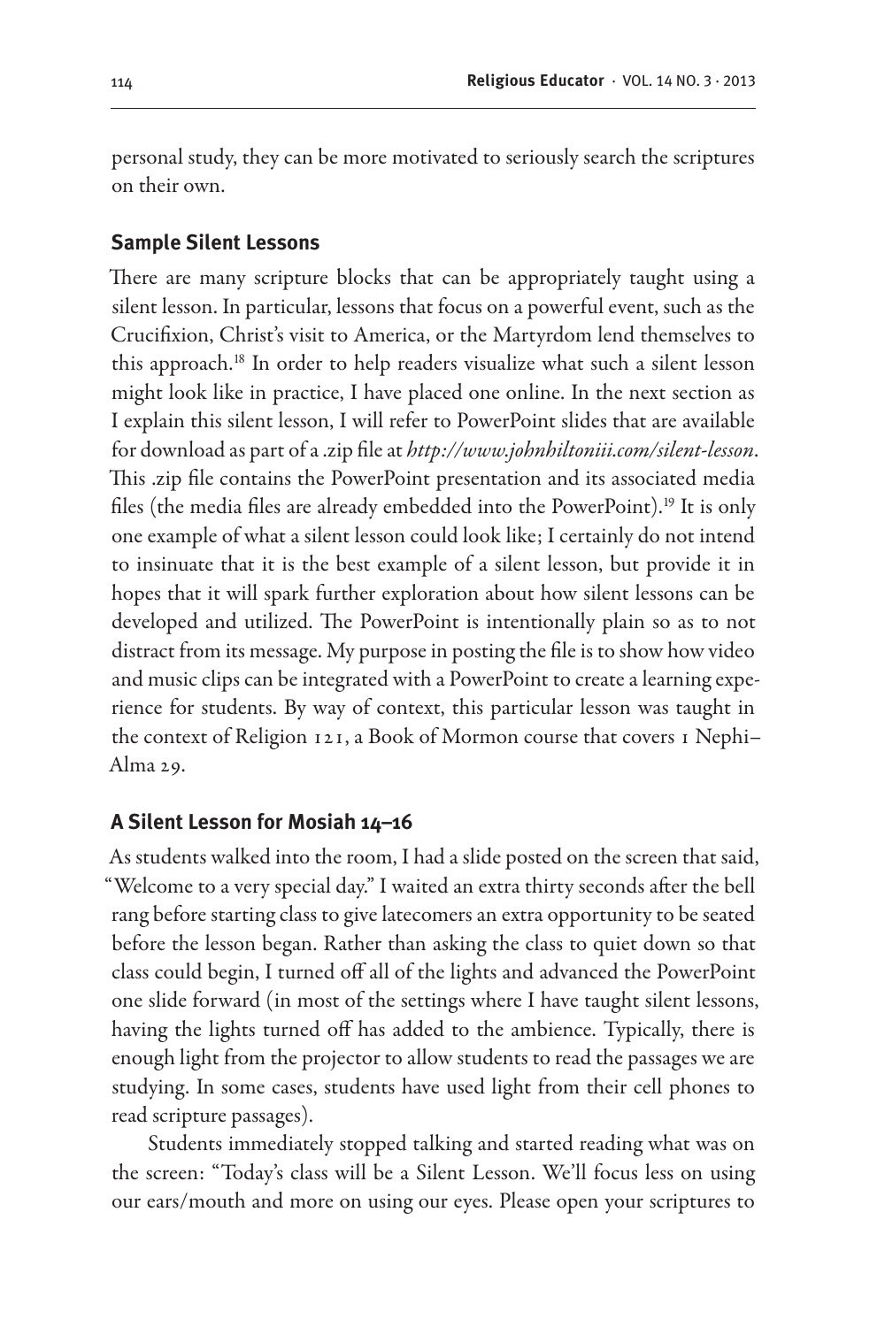personal study, they can be more motivated to seriously search the scriptures on their own.

### Sample Silent Lessons

There are many scripture blocks that can be appropriately taught using a silent lesson. In particular, lessons that focus on a powerful event, such as the Crucifixion, Christ's visit to America, or the Martyrdom lend themselves to this approach.[18] In order to help readers visualize what such a silent lesson might look like in practice, I have placed one online. In the next section as I explain this silent lesson, I will refer to PowerPoint slides that are available for download as part of a .zip file at *http://www.johnhiltoniii.com/silent-lesson*. This .zip file contains the PowerPoint presentation and its associated media files (the media files are already embedded into the PowerPoint).[19] It is only one example of what a silent lesson could look like; I certainly do not intend to insinuate that it is the best example of a silent lesson, but provide it in hopes that it will spark further exploration about how silent lessons can be developed and utilized. The PowerPoint is intentionally plain so as to not distract from its message. My purpose in posting the file is to show how video and music clips can be integrated with a PowerPoint to create a learning experience for students. By way of context, this particular lesson was taught in the context of Religion 121, a Book of Mormon course that covers 1 Nephi–Alma 29.

### A Silent Lesson for Mosiah 14–16

As students walked into the room, I had a slide posted on the screen that said, "Welcome to a very special day." I waited an extra thirty seconds after the bell rang before starting class to give latecomers an extra opportunity to be seated before the lesson began. Rather than asking the class to quiet down so that class could begin, I turned off all of the lights and advanced the PowerPoint one slide forward (in most of the settings where I have taught silent lessons, having the lights turned off has added to the ambience. Typically, there is enough light from the projector to allow students to read the passages we are studying. In some cases, students have used light from their cell phones to read scripture passages).

Students immediately stopped talking and started reading what was on the screen: "Today's class will be a Silent Lesson. We'll focus less on using our ears/mouth and more on using our eyes. Please open your scriptures to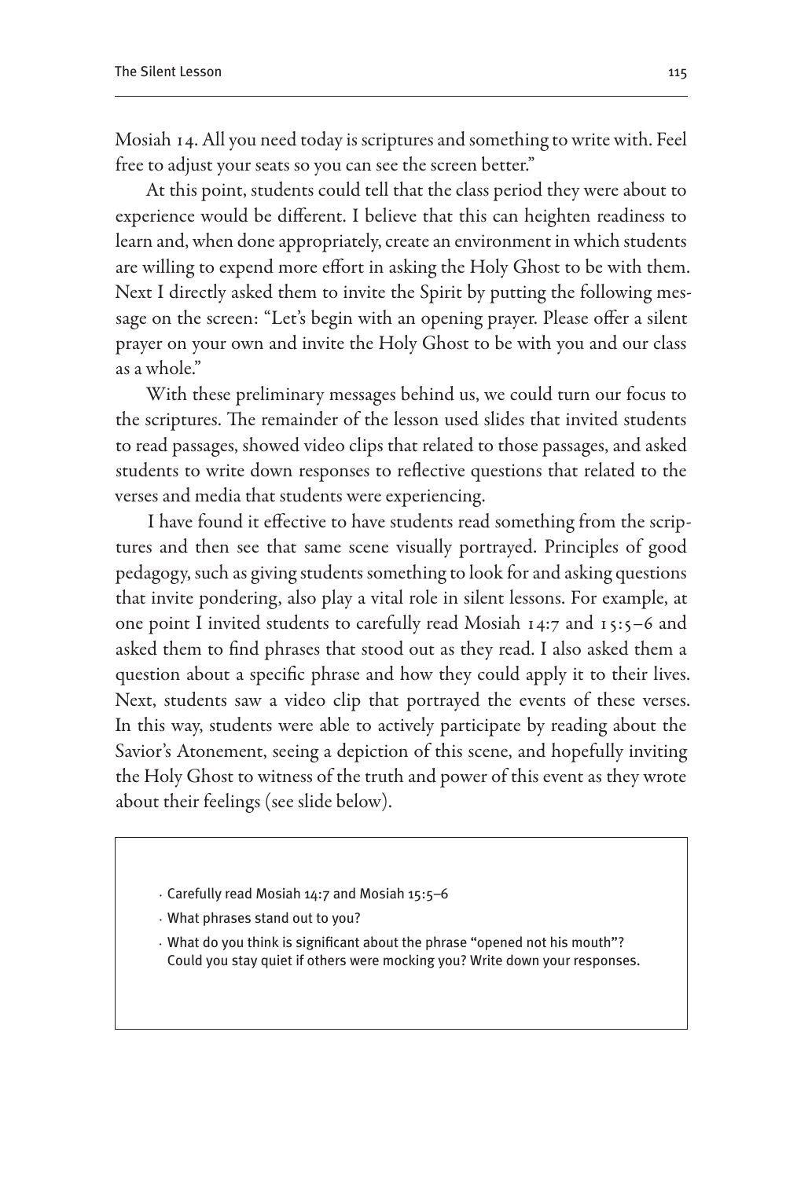Mosiah 14. All you need today is scriptures and something to write with. Feel free to adjust your seats so you can see the screen better."

At this point, students could tell that the class period they were about to experience would be different. I believe that this can heighten readiness to learn and, when done appropriately, create an environment in which students are willing to expend more effort in asking the Holy Ghost to be with them. Next I directly asked them to invite the Spirit by putting the following message on the screen: "Let's begin with an opening prayer. Please offer a silent prayer on your own and invite the Holy Ghost to be with you and our class as a whole."

With these preliminary messages behind us, we could turn our focus to the scriptures. The remainder of the lesson used slides that invited students to read passages, showed video clips that related to those passages, and asked students to write down responses to reflective questions that related to the verses and media that students were experiencing.

I have found it effective to have students read something from the scriptures and then see that same scene visually portrayed. Principles of good pedagogy, such as giving students something to look for and asking questions that invite pondering, also play a vital role in silent lessons. For example, at one point I invited students to carefully read Mosiah 14:7 and 15:5–6 and asked them to find phrases that stood out as they read. I also asked them a question about a specific phrase and how they could apply it to their lives. Next, students saw a video clip that portrayed the events of these verses. In this way, students were able to actively participate by reading about the Savior's Atonement, seeing a depiction of this scene, and hopefully inviting the Holy Ghost to witness of the truth and power of this event as they wrote about their feelings (see slide below).

- Carefully read Mosiah 14:7 and Mosiah 15:5–6
- What phrases stand out to you?
- What do you think is significant about the phrase "opened not his mouth"? Could you stay quiet if others were mocking you? Write down your responses.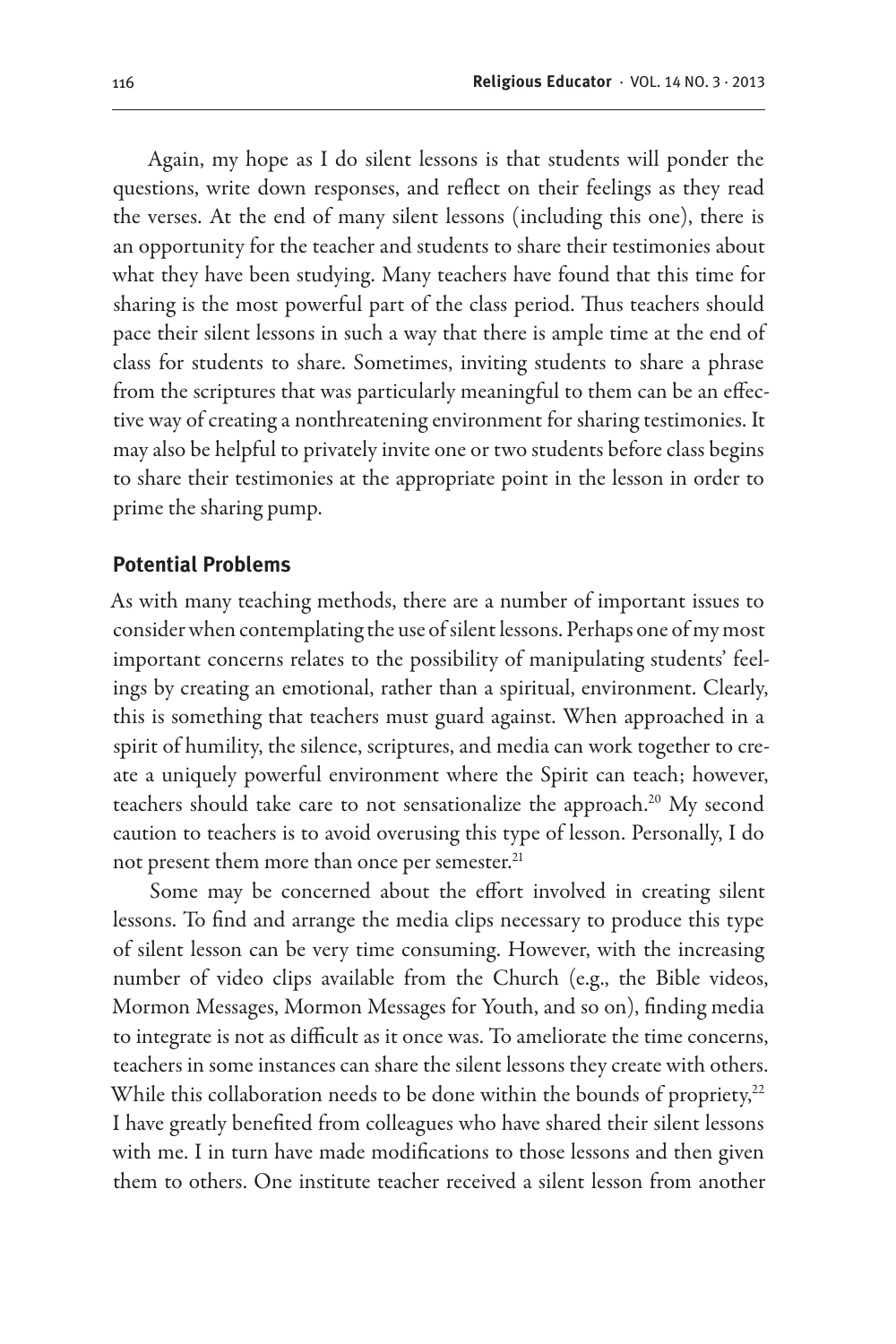Again, my hope as I do silent lessons is that students will ponder the questions, write down responses, and reflect on their feelings as they read the verses. At the end of many silent lessons (including this one), there is an opportunity for the teacher and students to share their testimonies about what they have been studying. Many teachers have found that this time for sharing is the most powerful part of the class period. Thus teachers should pace their silent lessons in such a way that there is ample time at the end of class for students to share. Sometimes, inviting students to share a phrase from the scriptures that was particularly meaningful to them can be an effective way of creating a nonthreatening environment for sharing testimonies. It may also be helpful to privately invite one or two students before class begins to share their testimonies at the appropriate point in the lesson in order to prime the sharing pump.

## Potential Problems

As with many teaching methods, there are a number of important issues to consider when contemplating the use of silent lessons. Perhaps one of my most important concerns relates to the possibility of manipulating students' feelings by creating an emotional, rather than a spiritual, environment. Clearly, this is something that teachers must guard against. When approached in a spirit of humility, the silence, scriptures, and media can work together to create a uniquely powerful environment where the Spirit can teach; however, teachers should take care to not sensationalize the approach.[20] My second caution to teachers is to avoid overusing this type of lesson. Personally, I do not present them more than once per semester.[21]

Some may be concerned about the effort involved in creating silent lessons. To find and arrange the media clips necessary to produce this type of silent lesson can be very time consuming. However, with the increasing number of video clips available from the Church (e.g., the Bible videos, Mormon Messages, Mormon Messages for Youth, and so on), finding media to integrate is not as difficult as it once was. To ameliorate the time concerns, teachers in some instances can share the silent lessons they create with others. While this collaboration needs to be done within the bounds of propriety,[22] I have greatly benefited from colleagues who have shared their silent lessons with me. I in turn have made modifications to those lessons and then given them to others. One institute teacher received a silent lesson from another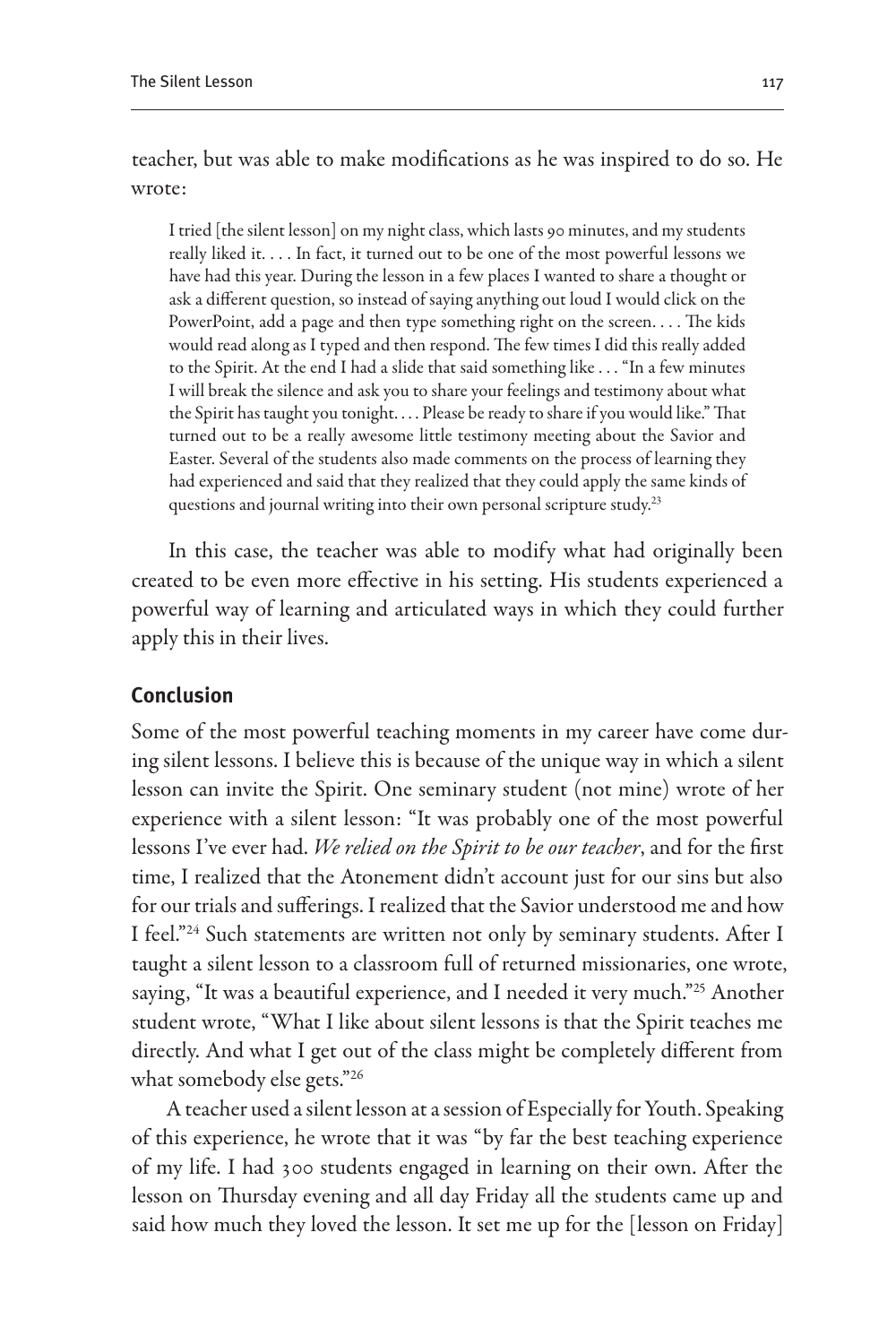teacher, but was able to make modifications as he was inspired to do so. He wrote:

> I tried [the silent lesson] on my night class, which lasts 90 minutes, and my students really liked it. . . . In fact, it turned out to be one of the most powerful lessons we have had this year. During the lesson in a few places I wanted to share a thought or ask a different question, so instead of saying anything out loud I would click on the PowerPoint, add a page and then type something right on the screen. . . . The kids would read along as I typed and then respond. The few times I did this really added to the Spirit. At the end I had a slide that said something like . . . "In a few minutes I will break the silence and ask you to share your feelings and testimony about what the Spirit has taught you tonight. . . . Please be ready to share if you would like." That turned out to be a really awesome little testimony meeting about the Savior and Easter. Several of the students also made comments on the process of learning they had experienced and said that they realized that they could apply the same kinds of questions and journal writing into their own personal scripture study.[23]

In this case, the teacher was able to modify what had originally been created to be even more effective in his setting. His students experienced a powerful way of learning and articulated ways in which they could further apply this in their lives.

## Conclusion

Some of the most powerful teaching moments in my career have come during silent lessons. I believe this is because of the unique way in which a silent lesson can invite the Spirit. One seminary student (not mine) wrote of her experience with a silent lesson: "It was probably one of the most powerful lessons I've ever had. *We relied on the Spirit to be our teacher*, and for the first time, I realized that the Atonement didn't account just for our sins but also for our trials and sufferings. I realized that the Savior understood me and how I feel."[24] Such statements are written not only by seminary students. After I taught a silent lesson to a classroom full of returned missionaries, one wrote, saying, "It was a beautiful experience, and I needed it very much."[25] Another student wrote, "What I like about silent lessons is that the Spirit teaches me directly. And what I get out of the class might be completely different from what somebody else gets."[26]

A teacher used a silent lesson at a session of Especially for Youth. Speaking of this experience, he wrote that it was "by far the best teaching experience of my life. I had 300 students engaged in learning on their own. After the lesson on Thursday evening and all day Friday all the students came up and said how much they loved the lesson. It set me up for the [lesson on Friday]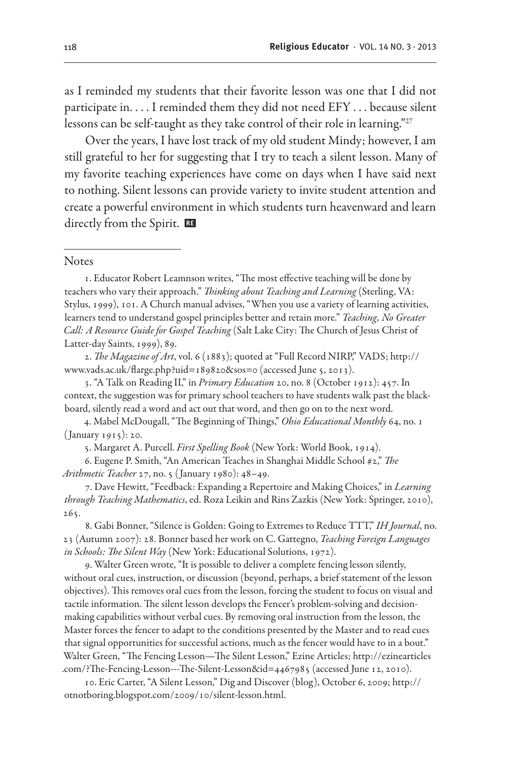as I reminded my students that their favorite lesson was one that I did not participate in. . . . I reminded them they did not need EFY . . . because silent lessons can be self-taught as they take control of their role in learning."[27]

Over the years, I have lost track of my old student Mindy; however, I am still grateful to her for suggesting that I try to teach a silent lesson. Many of my favorite teaching experiences have come on days when I have said next to nothing. Silent lessons can provide variety to invite student attention and create a powerful environment in which students turn heavenward and learn directly from the Spirit.

---

Notes

1. Educator Robert Leamnson writes, "The most effective teaching will be done by teachers who vary their approach." *Thinking about Teaching and Learning* (Sterling, VA: Stylus, 1999), 101. A Church manual advises, "When you use a variety of learning activities, learners tend to understand gospel principles better and retain more." *Teaching, No Greater Call: A Resource Guide for Gospel Teaching* (Salt Lake City: The Church of Jesus Christ of Latter-day Saints, 1999), 89.

2. *The Magazine of Art*, vol. 6 (1883); quoted at "Full Record NIRP," VADS; http://www.vads.ac.uk/flarge.php?uid=189820&sos=0 (accessed June 5, 2013).

3. "A Talk on Reading II," in *Primary Education* 20, no. 8 (October 1912): 457. In context, the suggestion was for primary school teachers to have students walk past the blackboard, silently read a word and act out that word, and then go on to the next word.

4. Mabel McDougall, "The Beginning of Things," *Ohio Educational Monthly* 64, no. 1 (January 1915): 20.

5. Margaret A. Purcell. *First Spelling Book* (New York: World Book, 1914).

6. Eugene P. Smith, "An American Teaches in Shanghai Middle School #2," *The Arithmetic Teacher* 27, no. 5 (January 1980): 48–49.

7. Dave Hewitt, "Feedback: Expanding a Repertoire and Making Choices," in *Learning through Teaching Mathematics*, ed. Roza Leikin and Rins Zazkis (New York: Springer, 2010), 265.

8. Gabi Bonner, "Silence is Golden: Going to Extremes to Reduce TTT," *IH Journal*, no. 23 (Autumn 2007): 28. Bonner based her work on C. Gattegno, *Teaching Foreign Languages in Schools: The Silent Way* (New York: Educational Solutions, 1972).

9. Walter Green wrote, "It is possible to deliver a complete fencing lesson silently, without oral cues, instruction, or discussion (beyond, perhaps, a brief statement of the lesson objectives). This removes oral cues from the lesson, forcing the student to focus on visual and tactile information. The silent lesson develops the Fencer's problem-solving and decision-making capabilities without verbal cues. By removing oral instruction from the lesson, the Master forces the fencer to adapt to the conditions presented by the Master and to read cues that signal opportunities for successful actions, much as the fencer would have to in a bout." Walter Green, "The Fencing Lesson—The Silent Lesson," Ezine Articles; http://ezinearticles.com/?The-Fencing-Lesson---The-Silent-Lesson&id=4467985 (accessed June 12, 2010).

10. Eric Carter, "A Silent Lesson," Dig and Discover (blog), October 6, 2009; http://otnotboring.blogspot.com/2009/10/silent-lesson.html.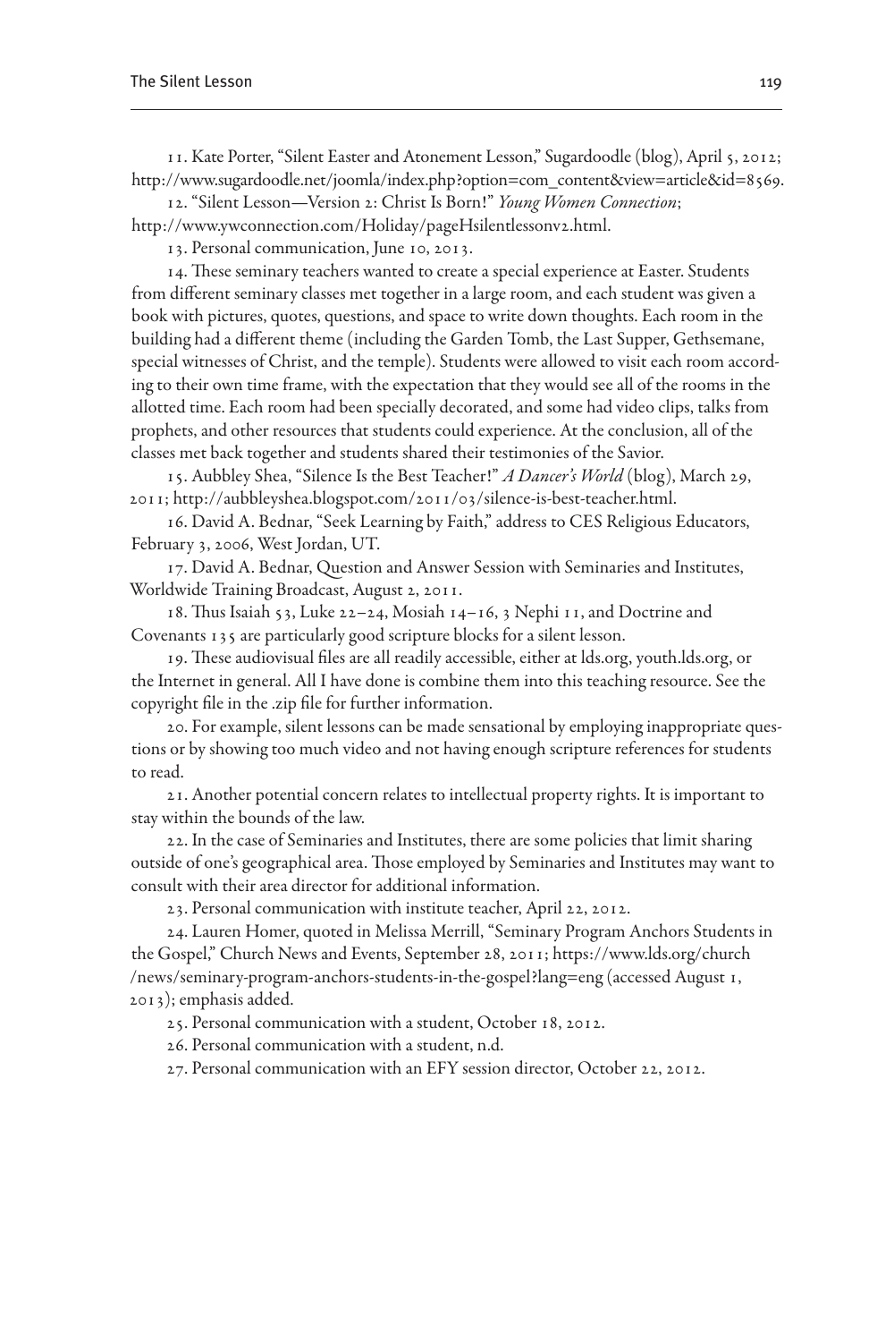11. Kate Porter, "Silent Easter and Atonement Lesson," Sugardoodle (blog), April 5, 2012; http://www.sugardoodle.net/joomla/index.php?option=com_content&view=article&id=8569.

12. "Silent Lesson—Version 2: Christ Is Born!" *Young Women Connection*; http://www.ywconnection.com/Holiday/pageHsilentlessonv2.html.

13. Personal communication, June 10, 2013.

14. These seminary teachers wanted to create a special experience at Easter. Students from different seminary classes met together in a large room, and each student was given a book with pictures, quotes, questions, and space to write down thoughts. Each room in the building had a different theme (including the Garden Tomb, the Last Supper, Gethsemane, special witnesses of Christ, and the temple). Students were allowed to visit each room according to their own time frame, with the expectation that they would see all of the rooms in the allotted time. Each room had been specially decorated, and some had video clips, talks from prophets, and other resources that students could experience. At the conclusion, all of the classes met back together and students shared their testimonies of the Savior.

15. Aubbley Shea, "Silence Is the Best Teacher!" *A Dancer's World* (blog), March 29, 2011; http://aubbleyshea.blogspot.com/2011/03/silence-is-best-teacher.html.

16. David A. Bednar, "Seek Learning by Faith," address to CES Religious Educators, February 3, 2006, West Jordan, UT.

17. David A. Bednar, Question and Answer Session with Seminaries and Institutes, Worldwide Training Broadcast, August 2, 2011.

18. Thus Isaiah 53, Luke 22–24, Mosiah 14–16, 3 Nephi 11, and Doctrine and Covenants 135 are particularly good scripture blocks for a silent lesson.

19. These audiovisual files are all readily accessible, either at lds.org, youth.lds.org, or the Internet in general. All I have done is combine them into this teaching resource. See the copyright file in the .zip file for further information.

20. For example, silent lessons can be made sensational by employing inappropriate questions or by showing too much video and not having enough scripture references for students to read.

21. Another potential concern relates to intellectual property rights. It is important to stay within the bounds of the law.

22. In the case of Seminaries and Institutes, there are some policies that limit sharing outside of one's geographical area. Those employed by Seminaries and Institutes may want to consult with their area director for additional information.

23. Personal communication with institute teacher, April 22, 2012.

24. Lauren Homer, quoted in Melissa Merrill, "Seminary Program Anchors Students in the Gospel," Church News and Events, September 28, 2011; https://www.lds.org/church/news/seminary-program-anchors-students-in-the-gospel?lang=eng (accessed August 1, 2013); emphasis added.

25. Personal communication with a student, October 18, 2012.

26. Personal communication with a student, n.d.

27. Personal communication with an EFY session director, October 22, 2012.